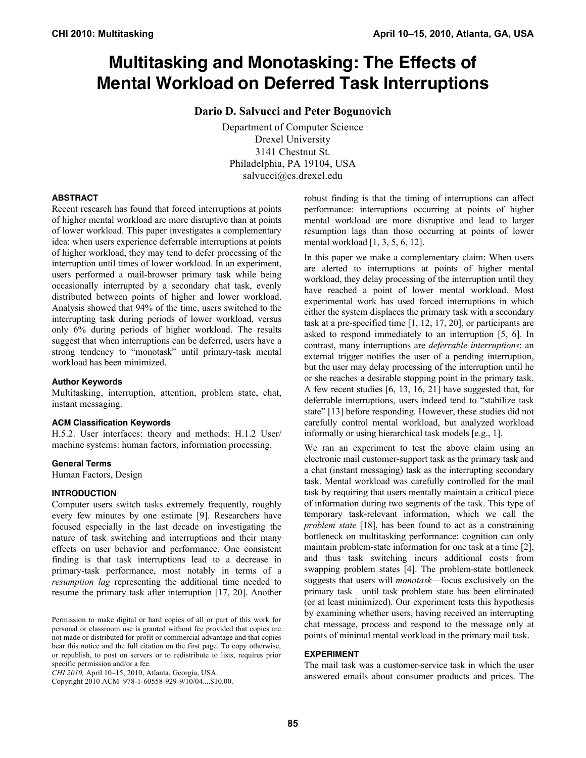# Multitasking and Monotasking: The Effects of Mental Workload on Deferred Task Interruptions

**Dario D. Salvucci and Peter Bogunovich**

Department of Computer Science
Drexel University
3141 Chestnut St.
Philadelphia, PA 19104, USA
salvucci@cs.drexel.edu

### ABSTRACT

Recent research has found that forced interruptions at points of higher mental workload are more disruptive than at points of lower workload. This paper investigates a complementary idea: when users experience deferrable interruptions at points of higher workload, they may tend to defer processing of the interruption until times of lower workload. In an experiment, users performed a mail-browser primary task while being occasionally interrupted by a secondary chat task, evenly distributed between points of higher and lower workload. Analysis showed that 94% of the time, users switched to the interrupting task during periods of lower workload, versus only 6% during periods of higher workload. The results suggest that when interruptions can be deferred, users have a strong tendency to "monotask" until primary-task mental workload has been minimized.

#### Author Keywords

Multitasking, interruption, attention, problem state, chat, instant messaging.

#### ACM Classification Keywords

H.5.2. User interfaces: theory and methods; H.1.2 User/machine systems: human factors, information processing.

#### General Terms

Human Factors, Design

### INTRODUCTION

Computer users switch tasks extremely frequently, roughly every few minutes by one estimate [9]. Researchers have focused especially in the last decade on investigating the nature of task switching and interruptions and their many effects on user behavior and performance. One consistent finding is that task interruptions lead to a decrease in primary-task performance, most notably in terms of a *resumption lag* representing the additional time needed to resume the primary task after interruption [17, 20]. Another robust finding is that the timing of interruptions can affect performance: interruptions occurring at points of higher mental workload are more disruptive and lead to larger resumption lags than those occurring at points of lower mental workload [1, 3, 5, 6, 12].

In this paper we make a complementary claim: When users are alerted to interruptions at points of higher mental workload, they delay processing of the interruption until they have reached a point of lower mental workload. Most experimental work has used forced interruptions in which either the system displaces the primary task with a secondary task at a pre-specified time [1, 12, 17, 20], or participants are asked to respond immediately to an interruption [5, 6]. In contrast, many interruptions are *deferrable interruptions*: an external trigger notifies the user of a pending interruption, but the user may delay processing of the interruption until he or she reaches a desirable stopping point in the primary task. A few recent studies [6, 13, 16, 21] have suggested that, for deferrable interruptions, users indeed tend to "stabilize task state" [13] before responding. However, these studies did not carefully control mental workload, but analyzed workload informally or using hierarchical task models [e.g., 1].

We ran an experiment to test the above claim using an electronic mail customer-support task as the primary task and a chat (instant messaging) task as the interrupting secondary task. Mental workload was carefully controlled for the mail task by requiring that users mentally maintain a critical piece of information during two segments of the task. This type of temporary task-relevant information, which we call the *problem state* [18], has been found to act as a constraining bottleneck on multitasking performance: cognition can only maintain problem-state information for one task at a time [2], and thus task switching incurs additional costs from swapping problem states [4]. The problem-state bottleneck suggests that users will *monotask*—focus exclusively on the primary task—until task problem state has been eliminated (or at least minimized). Our experiment tests this hypothesis by examining whether users, having received an interrupting chat message, process and respond to the message only at points of minimal mental workload in the primary mail task.

### EXPERIMENT

The mail task was a customer-service task in which the user answered emails about consumer products and prices. The

Permission to make digital or hard copies of all or part of this work for personal or classroom use is granted without fee provided that copies are not made or distributed for profit or commercial advantage and that copies bear this notice and the full citation on the first page. To copy otherwise, or republish, to post on servers or to redistribute to lists, requires prior specific permission and/or a fee.
*CHI 2010,* April 10–15, 2010, Atlanta, Georgia, USA.
Copyright 2010 ACM 978-1-60558-929-9/10/04....$10.00.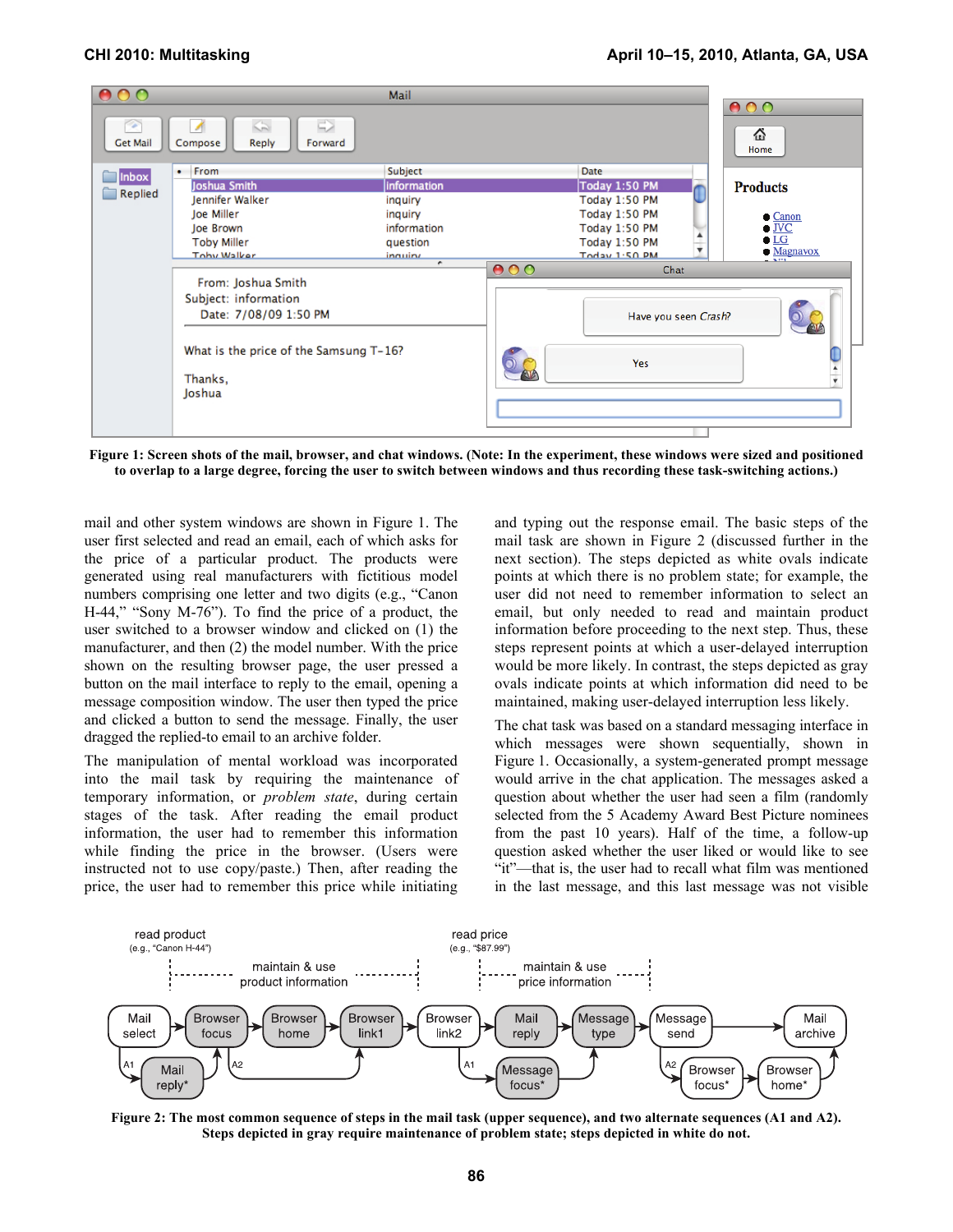Figure 1: Screen shots of the mail, browser, and chat windows. (Note: In the experiment, these windows were sized and positioned to overlap to a large degree, forcing the user to switch between windows and thus recording these task-switching actions.)

mail and other system windows are shown in Figure 1. The user first selected and read an email, each of which asks for the price of a particular product. The products were generated using real manufacturers with fictitious model numbers comprising one letter and two digits (e.g., "Canon H-44," "Sony M-76"). To find the price of a product, the user switched to a browser window and clicked on (1) the manufacturer, and then (2) the model number. With the price shown on the resulting browser page, the user pressed a button on the mail interface to reply to the email, opening a message composition window. The user then typed the price and clicked a button to send the message. Finally, the user dragged the replied-to email to an archive folder.

The manipulation of mental workload was incorporated into the mail task by requiring the maintenance of temporary information, or *problem state*, during certain stages of the task. After reading the email product information, the user had to remember this information while finding the price in the browser. (Users were instructed not to use copy/paste.) Then, after reading the price, the user had to remember this price while initiating and typing out the response email. The basic steps of the mail task are shown in Figure 2 (discussed further in the next section). The steps depicted as white ovals indicate points at which there is no problem state; for example, the user did not need to remember information to select an email, but only needed to read and maintain product information before proceeding to the next step. Thus, these steps represent points at which a user-delayed interruption would be more likely. In contrast, the steps depicted as gray ovals indicate points at which information did need to be maintained, making user-delayed interruption less likely.

The chat task was based on a standard messaging interface in which messages were shown sequentially, shown in Figure 1. Occasionally, a system-generated prompt message would arrive in the chat application. The messages asked a question about whether the user had seen a film (randomly selected from the 5 Academy Award Best Picture nominees from the past 10 years). Half of the time, a follow-up question asked whether the user liked or would like to see "it"—that is, the user had to recall what film was mentioned in the last message, and this last message was not visible

Figure 2: The most common sequence of steps in the mail task (upper sequence), and two alternate sequences (A1 and A2). Steps depicted in gray require maintenance of problem state; steps depicted in white do not.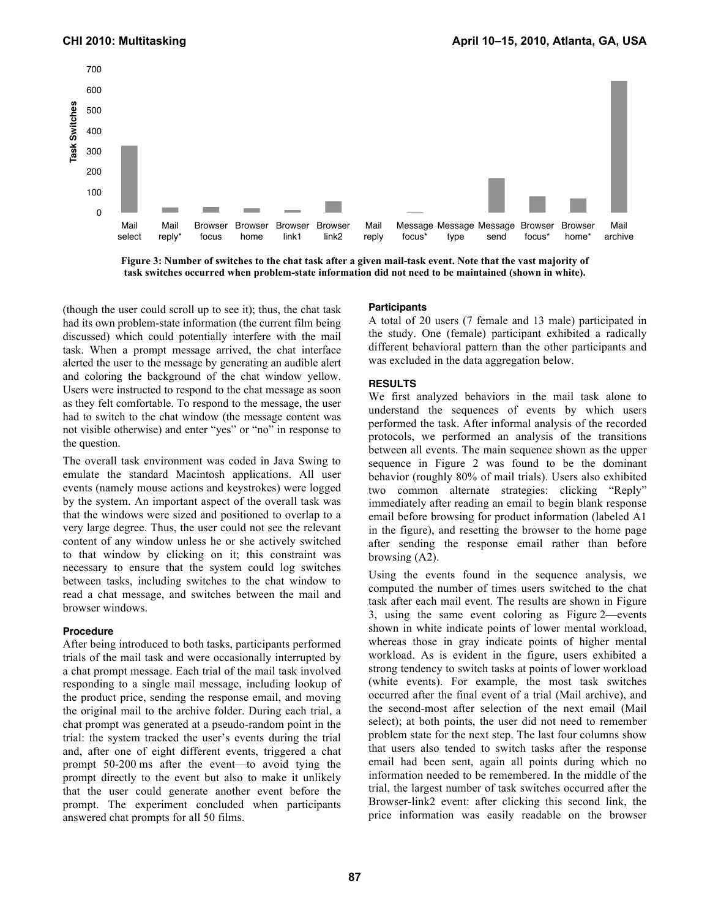700
600
500
400
300
200
100
0

Task Switches

Mail select | Mail reply* | Browser focus | Browser home | Browser link1 | Browser link2 | Mail reply | Message focus* | Message type | Message send | Browser focus* | Browser home* | Mail archive

**Figure 3: Number of switches to the chat task after a given mail-task event. Note that the vast majority of task switches occurred when problem-state information did not need to be maintained (shown in white).**

(though the user could scroll up to see it); thus, the chat task had its own problem-state information (the current film being discussed) which could potentially interfere with the mail task. When a prompt message arrived, the chat interface alerted the user to the message by generating an audible alert and coloring the background of the chat window yellow. Users were instructed to respond to the chat message as soon as they felt comfortable. To respond to the message, the user had to switch to the chat window (the message content was not visible otherwise) and enter "yes" or "no" in response to the question.

The overall task environment was coded in Java Swing to emulate the standard Macintosh applications. All user events (namely mouse actions and keystrokes) were logged by the system. An important aspect of the overall task was that the windows were sized and positioned to overlap to a very large degree. Thus, the user could not see the relevant content of any window unless he or she actively switched to that window by clicking on it; this constraint was necessary to ensure that the system could log switches between tasks, including switches to the chat window to read a chat message, and switches between the mail and browser windows.

### Procedure

After being introduced to both tasks, participants performed trials of the mail task and were occasionally interrupted by a chat prompt message. Each trial of the mail task involved responding to a single mail message, including lookup of the product price, sending the response email, and moving the original mail to the archive folder. During each trial, a chat prompt was generated at a pseudo-random point in the trial: the system tracked the user's events during the trial and, after one of eight different events, triggered a chat prompt 50-200 ms after the event—to avoid tying the prompt directly to the event but also to make it unlikely that the user could generate another event before the prompt. The experiment concluded when participants answered chat prompts for all 50 films.

### Participants

A total of 20 users (7 female and 13 male) participated in the study. One (female) participant exhibited a radically different behavioral pattern than the other participants and was excluded in the data aggregation below.

## RESULTS

We first analyzed behaviors in the mail task alone to understand the sequences of events by which users performed the task. After informal analysis of the recorded protocols, we performed an analysis of the transitions between all events. The main sequence shown as the upper sequence in Figure 2 was found to be the dominant behavior (roughly 80% of mail trials). Users also exhibited two common alternate strategies: clicking "Reply" immediately after reading an email to begin blank response email before browsing for product information (labeled A1 in the figure), and resetting the browser to the home page after sending the response email rather than before browsing (A2).

Using the events found in the sequence analysis, we computed the number of times users switched to the chat task after each mail event. The results are shown in Figure 3, using the same event coloring as Figure 2—events shown in white indicate points of lower mental workload, whereas those in gray indicate points of higher mental workload. As is evident in the figure, users exhibited a strong tendency to switch tasks at points of lower workload (white events). For example, the most task switches occurred after the final event of a trial (Mail archive), and the second-most after selection of the next email (Mail select); at both points, the user did not need to remember problem state for the next step. The last four columns show that users also tended to switch tasks after the response email had been sent, again all points during which no information needed to be remembered. In the middle of the trial, the largest number of task switches occurred after the Browser-link2 event: after clicking this second link, the price information was easily readable on the browser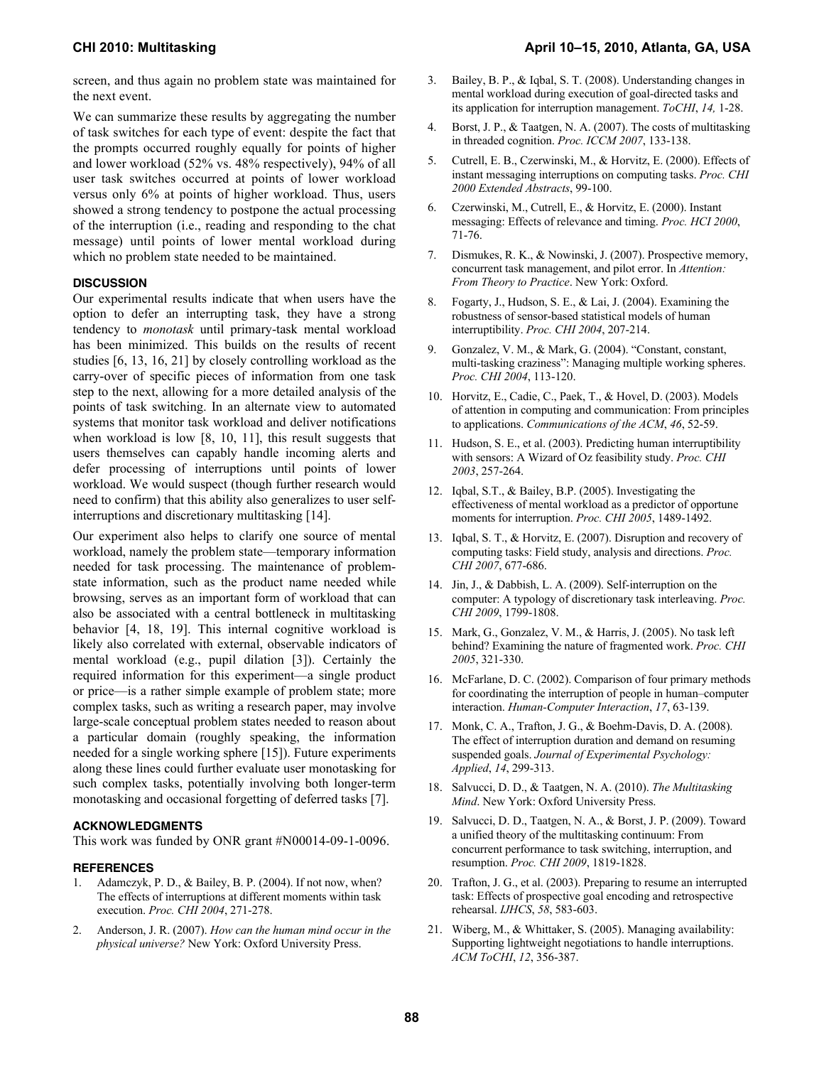screen, and thus again no problem state was maintained for the next event.

We can summarize these results by aggregating the number of task switches for each type of event: despite the fact that the prompts occurred roughly equally for points of higher and lower workload (52% vs. 48% respectively), 94% of all user task switches occurred at points of lower workload versus only 6% at points of higher workload. Thus, users showed a strong tendency to postpone the actual processing of the interruption (i.e., reading and responding to the chat message) until points of lower mental workload during which no problem state needed to be maintained.

## DISCUSSION

Our experimental results indicate that when users have the option to defer an interrupting task, they have a strong tendency to *monotask* until primary-task mental workload has been minimized. This builds on the results of recent studies [6, 13, 16, 21] by closely controlling workload as the carry-over of specific pieces of information from one task step to the next, allowing for a more detailed analysis of the points of task switching. In an alternate view to automated systems that monitor task workload and deliver notifications when workload is low [8, 10, 11], this result suggests that users themselves can capably handle incoming alerts and defer processing of interruptions until points of lower workload. We would suspect (though further research would need to confirm) that this ability also generalizes to user self-interruptions and discretionary multitasking [14].

Our experiment also helps to clarify one source of mental workload, namely the problem state—temporary information needed for task processing. The maintenance of problem-state information, such as the product name needed while browsing, serves as an important form of workload that can also be associated with a central bottleneck in multitasking behavior [4, 18, 19]. This internal cognitive workload is likely also correlated with external, observable indicators of mental workload (e.g., pupil dilation [3]). Certainly the required information for this experiment—a single product or price—is a rather simple example of problem state; more complex tasks, such as writing a research paper, may involve large-scale conceptual problem states needed to reason about a particular domain (roughly speaking, the information needed for a single working sphere [15]). Future experiments along these lines could further evaluate user monotasking for such complex tasks, potentially involving both longer-term monotasking and occasional forgetting of deferred tasks [7].

## ACKNOWLEDGMENTS

This work was funded by ONR grant #N00014-09-1-0096.

## REFERENCES

1. Adamczyk, P. D., & Bailey, B. P. (2004). If not now, when? The effects of interruptions at different moments within task execution. *Proc. CHI 2004*, 271-278.
2. Anderson, J. R. (2007). *How can the human mind occur in the physical universe?* New York: Oxford University Press.
3. Bailey, B. P., & Iqbal, S. T. (2008). Understanding changes in mental workload during execution of goal-directed tasks and its application for interruption management. *ToCHI*, *14,* 1-28.
4. Borst, J. P., & Taatgen, N. A. (2007). The costs of multitasking in threaded cognition. *Proc. ICCM 2007*, 133-138.
5. Cutrell, E. B., Czerwinski, M., & Horvitz, E. (2000). Effects of instant messaging interruptions on computing tasks. *Proc. CHI 2000 Extended Abstracts*, 99-100.
6. Czerwinski, M., Cutrell, E., & Horvitz, E. (2000). Instant messaging: Effects of relevance and timing. *Proc. HCI 2000*, 71-76.
7. Dismukes, R. K., & Nowinski, J. (2007). Prospective memory, concurrent task management, and pilot error. In *Attention: From Theory to Practice*. New York: Oxford.
8. Fogarty, J., Hudson, S. E., & Lai, J. (2004). Examining the robustness of sensor-based statistical models of human interruptibility. *Proc. CHI 2004*, 207-214.
9. Gonzalez, V. M., & Mark, G. (2004). "Constant, constant, multi-tasking craziness": Managing multiple working spheres. *Proc. CHI 2004*, 113-120.
10. Horvitz, E., Cadie, C., Paek, T., & Hovel, D. (2003). Models of attention in computing and communication: From principles to applications. *Communications of the ACM*, *46*, 52-59.
11. Hudson, S. E., et al. (2003). Predicting human interruptibility with sensors: A Wizard of Oz feasibility study. *Proc. CHI 2003*, 257-264.
12. Iqbal, S.T., & Bailey, B.P. (2005). Investigating the effectiveness of mental workload as a predictor of opportune moments for interruption. *Proc. CHI 2005*, 1489-1492.
13. Iqbal, S. T., & Horvitz, E. (2007). Disruption and recovery of computing tasks: Field study, analysis and directions. *Proc. CHI 2007*, 677-686.
14. Jin, J., & Dabbish, L. A. (2009). Self-interruption on the computer: A typology of discretionary task interleaving. *Proc. CHI 2009*, 1799-1808.
15. Mark, G., Gonzalez, V. M., & Harris, J. (2005). No task left behind? Examining the nature of fragmented work. *Proc. CHI 2005*, 321-330.
16. McFarlane, D. C. (2002). Comparison of four primary methods for coordinating the interruption of people in human–computer interaction. *Human-Computer Interaction*, *17*, 63-139.
17. Monk, C. A., Trafton, J. G., & Boehm-Davis, D. A. (2008). The effect of interruption duration and demand on resuming suspended goals. *Journal of Experimental Psychology: Applied*, *14*, 299-313.
18. Salvucci, D. D., & Taatgen, N. A. (2010). *The Multitasking Mind*. New York: Oxford University Press.
19. Salvucci, D. D., Taatgen, N. A., & Borst, J. P. (2009). Toward a unified theory of the multitasking continuum: From concurrent performance to task switching, interruption, and resumption. *Proc. CHI 2009*, 1819-1828.
20. Trafton, J. G., et al. (2003). Preparing to resume an interrupted task: Effects of prospective goal encoding and retrospective rehearsal. *IJHCS*, *58*, 583-603.
21. Wiberg, M., & Whittaker, S. (2005). Managing availability: Supporting lightweight negotiations to handle interruptions. *ACM ToCHI*, *12*, 356-387.